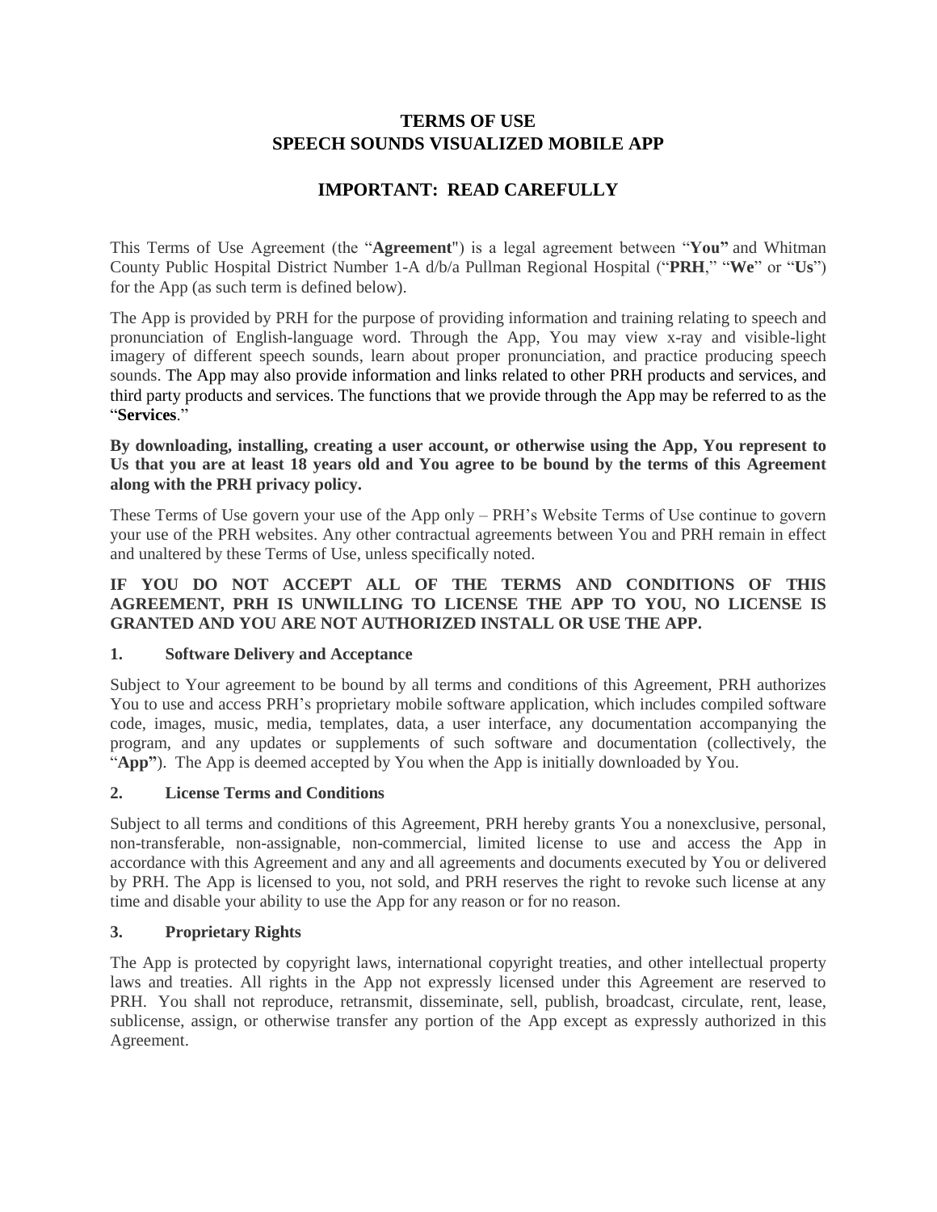# TERMS OF USE
# SPEECH SOUNDS VISUALIZED MOBILE APP

## IMPORTANT: READ CAREFULLY

This Terms of Use Agreement (the "**Agreement**") is a legal agreement between "**You"** and Whitman County Public Hospital District Number 1-A d/b/a Pullman Regional Hospital ("**PRH**," "**We**" or "**Us**") for the App (as such term is defined below).

The App is provided by PRH for the purpose of providing information and training relating to speech and pronunciation of English-language word. Through the App, You may view x-ray and visible-light imagery of different speech sounds, learn about proper pronunciation, and practice producing speech sounds. The App may also provide information and links related to other PRH products and services, and third party products and services. The functions that we provide through the App may be referred to as the "**Services**."

**By downloading, installing, creating a user account, or otherwise using the App, You represent to Us that you are at least 18 years old and You agree to be bound by the terms of this Agreement along with the PRH privacy policy.**

These Terms of Use govern your use of the App only – PRH's Website Terms of Use continue to govern your use of the PRH websites. Any other contractual agreements between You and PRH remain in effect and unaltered by these Terms of Use, unless specifically noted.

**IF YOU DO NOT ACCEPT ALL OF THE TERMS AND CONDITIONS OF THIS AGREEMENT, PRH IS UNWILLING TO LICENSE THE APP TO YOU, NO LICENSE IS GRANTED AND YOU ARE NOT AUTHORIZED INSTALL OR USE THE APP.**

### 1. Software Delivery and Acceptance

Subject to Your agreement to be bound by all terms and conditions of this Agreement, PRH authorizes You to use and access PRH's proprietary mobile software application, which includes compiled software code, images, music, media, templates, data, a user interface, any documentation accompanying the program, and any updates or supplements of such software and documentation (collectively, the "**App"**). The App is deemed accepted by You when the App is initially downloaded by You.

### 2. License Terms and Conditions

Subject to all terms and conditions of this Agreement, PRH hereby grants You a nonexclusive, personal, non-transferable, non-assignable, non-commercial, limited license to use and access the App in accordance with this Agreement and any and all agreements and documents executed by You or delivered by PRH. The App is licensed to you, not sold, and PRH reserves the right to revoke such license at any time and disable your ability to use the App for any reason or for no reason.

### 3. Proprietary Rights

The App is protected by copyright laws, international copyright treaties, and other intellectual property laws and treaties. All rights in the App not expressly licensed under this Agreement are reserved to PRH. You shall not reproduce, retransmit, disseminate, sell, publish, broadcast, circulate, rent, lease, sublicense, assign, or otherwise transfer any portion of the App except as expressly authorized in this Agreement.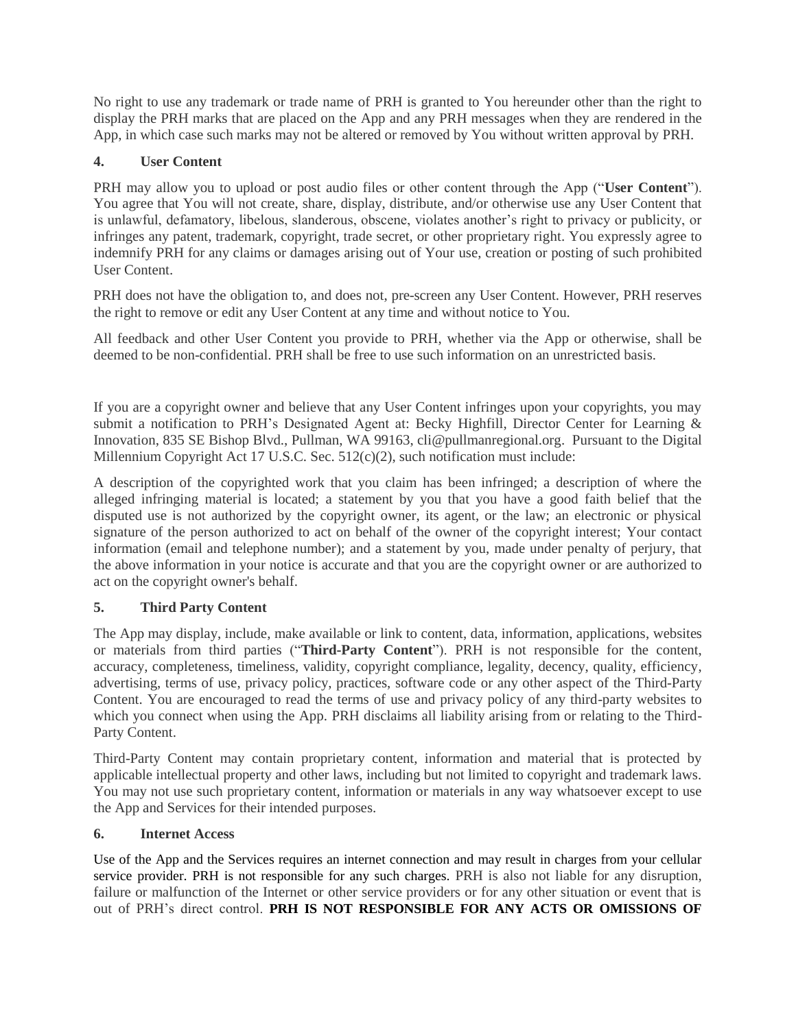No right to use any trademark or trade name of PRH is granted to You hereunder other than the right to display the PRH marks that are placed on the App and any PRH messages when they are rendered in the App, in which case such marks may not be altered or removed by You without written approval by PRH.

## 4. User Content

PRH may allow you to upload or post audio files or other content through the App ("**User Content**"). You agree that You will not create, share, display, distribute, and/or otherwise use any User Content that is unlawful, defamatory, libelous, slanderous, obscene, violates another's right to privacy or publicity, or infringes any patent, trademark, copyright, trade secret, or other proprietary right. You expressly agree to indemnify PRH for any claims or damages arising out of Your use, creation or posting of such prohibited User Content.

PRH does not have the obligation to, and does not, pre-screen any User Content. However, PRH reserves the right to remove or edit any User Content at any time and without notice to You.

All feedback and other User Content you provide to PRH, whether via the App or otherwise, shall be deemed to be non-confidential. PRH shall be free to use such information on an unrestricted basis.

If you are a copyright owner and believe that any User Content infringes upon your copyrights, you may submit a notification to PRH's Designated Agent at: Becky Highfill, Director Center for Learning & Innovation, 835 SE Bishop Blvd., Pullman, WA 99163, cli@pullmanregional.org. Pursuant to the Digital Millennium Copyright Act 17 U.S.C. Sec. 512(c)(2), such notification must include:

A description of the copyrighted work that you claim has been infringed; a description of where the alleged infringing material is located; a statement by you that you have a good faith belief that the disputed use is not authorized by the copyright owner, its agent, or the law; an electronic or physical signature of the person authorized to act on behalf of the owner of the copyright interest; Your contact information (email and telephone number); and a statement by you, made under penalty of perjury, that the above information in your notice is accurate and that you are the copyright owner or are authorized to act on the copyright owner's behalf.

## 5. Third Party Content

The App may display, include, make available or link to content, data, information, applications, websites or materials from third parties ("**Third-Party Content**"). PRH is not responsible for the content, accuracy, completeness, timeliness, validity, copyright compliance, legality, decency, quality, efficiency, advertising, terms of use, privacy policy, practices, software code or any other aspect of the Third-Party Content. You are encouraged to read the terms of use and privacy policy of any third-party websites to which you connect when using the App. PRH disclaims all liability arising from or relating to the Third-Party Content.

Third-Party Content may contain proprietary content, information and material that is protected by applicable intellectual property and other laws, including but not limited to copyright and trademark laws. You may not use such proprietary content, information or materials in any way whatsoever except to use the App and Services for their intended purposes.

## 6. Internet Access

Use of the App and the Services requires an internet connection and may result in charges from your cellular service provider. PRH is not responsible for any such charges. PRH is also not liable for any disruption, failure or malfunction of the Internet or other service providers or for any other situation or event that is out of PRH's direct control. **PRH IS NOT RESPONSIBLE FOR ANY ACTS OR OMISSIONS OF**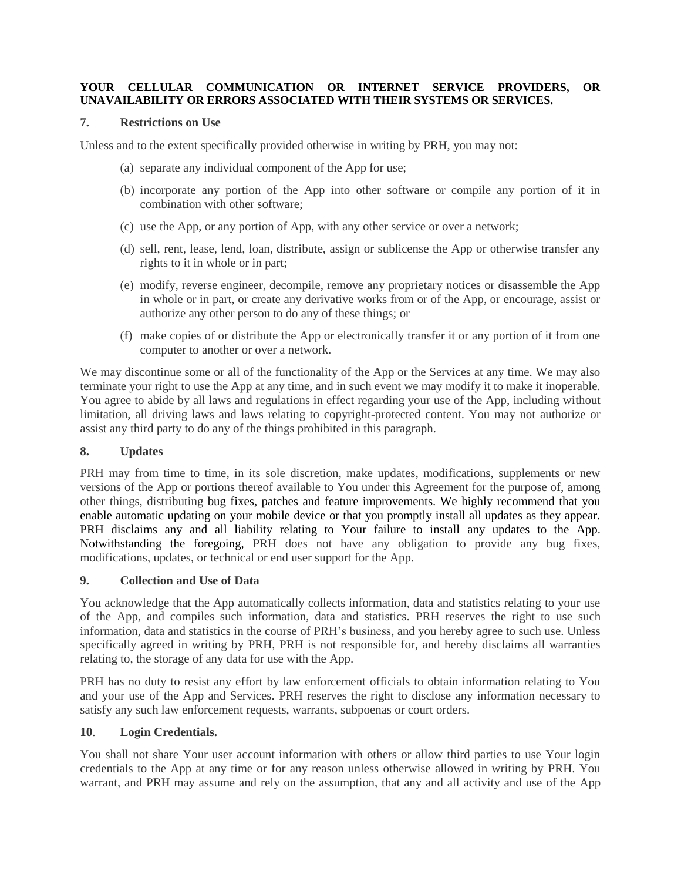**YOUR CELLULAR COMMUNICATION OR INTERNET SERVICE PROVIDERS, OR UNAVAILABILITY OR ERRORS ASSOCIATED WITH THEIR SYSTEMS OR SERVICES.**

**7. Restrictions on Use**

Unless and to the extent specifically provided otherwise in writing by PRH, you may not:

(a) separate any individual component of the App for use;

(b) incorporate any portion of the App into other software or compile any portion of it in combination with other software;

(c) use the App, or any portion of App, with any other service or over a network;

(d) sell, rent, lease, lend, loan, distribute, assign or sublicense the App or otherwise transfer any rights to it in whole or in part;

(e) modify, reverse engineer, decompile, remove any proprietary notices or disassemble the App in whole or in part, or create any derivative works from or of the App, or encourage, assist or authorize any other person to do any of these things; or

(f) make copies of or distribute the App or electronically transfer it or any portion of it from one computer to another or over a network.

We may discontinue some or all of the functionality of the App or the Services at any time. We may also terminate your right to use the App at any time, and in such event we may modify it to make it inoperable. You agree to abide by all laws and regulations in effect regarding your use of the App, including without limitation, all driving laws and laws relating to copyright-protected content. You may not authorize or assist any third party to do any of the things prohibited in this paragraph.

**8. Updates**

PRH may from time to time, in its sole discretion, make updates, modifications, supplements or new versions of the App or portions thereof available to You under this Agreement for the purpose of, among other things, distributing bug fixes, patches and feature improvements. We highly recommend that you enable automatic updating on your mobile device or that you promptly install all updates as they appear. PRH disclaims any and all liability relating to Your failure to install any updates to the App. Notwithstanding the foregoing, PRH does not have any obligation to provide any bug fixes, modifications, updates, or technical or end user support for the App.

**9. Collection and Use of Data**

You acknowledge that the App automatically collects information, data and statistics relating to your use of the App, and compiles such information, data and statistics. PRH reserves the right to use such information, data and statistics in the course of PRH's business, and you hereby agree to such use. Unless specifically agreed in writing by PRH, PRH is not responsible for, and hereby disclaims all warranties relating to, the storage of any data for use with the App.

PRH has no duty to resist any effort by law enforcement officials to obtain information relating to You and your use of the App and Services. PRH reserves the right to disclose any information necessary to satisfy any such law enforcement requests, warrants, subpoenas or court orders.

**10. Login Credentials.**

You shall not share Your user account information with others or allow third parties to use Your login credentials to the App at any time or for any reason unless otherwise allowed in writing by PRH. You warrant, and PRH may assume and rely on the assumption, that any and all activity and use of the App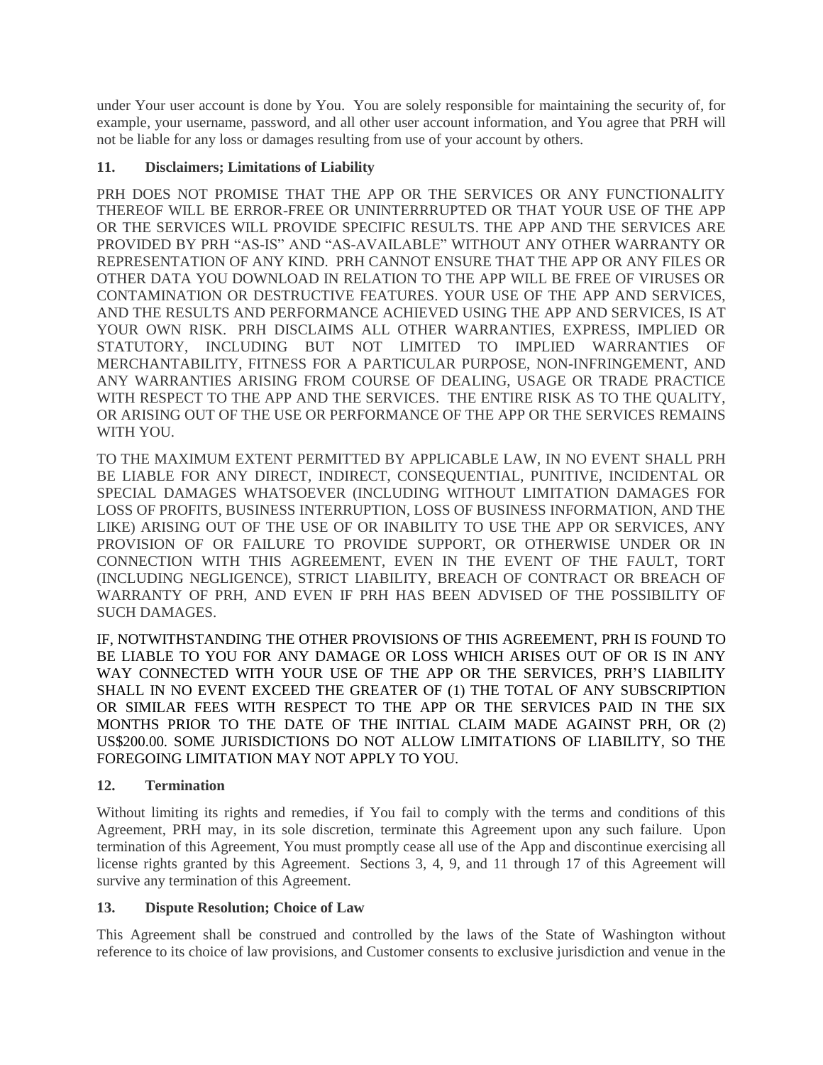under Your user account is done by You. You are solely responsible for maintaining the security of, for example, your username, password, and all other user account information, and You agree that PRH will not be liable for any loss or damages resulting from use of your account by others.

**11. Disclaimers; Limitations of Liability**

PRH DOES NOT PROMISE THAT THE APP OR THE SERVICES OR ANY FUNCTIONALITY THEREOF WILL BE ERROR-FREE OR UNINTERRRUPTED OR THAT YOUR USE OF THE APP OR THE SERVICES WILL PROVIDE SPECIFIC RESULTS. THE APP AND THE SERVICES ARE PROVIDED BY PRH "AS-IS" AND "AS-AVAILABLE" WITHOUT ANY OTHER WARRANTY OR REPRESENTATION OF ANY KIND. PRH CANNOT ENSURE THAT THE APP OR ANY FILES OR OTHER DATA YOU DOWNLOAD IN RELATION TO THE APP WILL BE FREE OF VIRUSES OR CONTAMINATION OR DESTRUCTIVE FEATURES. YOUR USE OF THE APP AND SERVICES, AND THE RESULTS AND PERFORMANCE ACHIEVED USING THE APP AND SERVICES, IS AT YOUR OWN RISK. PRH DISCLAIMS ALL OTHER WARRANTIES, EXPRESS, IMPLIED OR STATUTORY, INCLUDING BUT NOT LIMITED TO IMPLIED WARRANTIES OF MERCHANTABILITY, FITNESS FOR A PARTICULAR PURPOSE, NON-INFRINGEMENT, AND ANY WARRANTIES ARISING FROM COURSE OF DEALING, USAGE OR TRADE PRACTICE WITH RESPECT TO THE APP AND THE SERVICES. THE ENTIRE RISK AS TO THE QUALITY, OR ARISING OUT OF THE USE OR PERFORMANCE OF THE APP OR THE SERVICES REMAINS WITH YOU.

TO THE MAXIMUM EXTENT PERMITTED BY APPLICABLE LAW, IN NO EVENT SHALL PRH BE LIABLE FOR ANY DIRECT, INDIRECT, CONSEQUENTIAL, PUNITIVE, INCIDENTAL OR SPECIAL DAMAGES WHATSOEVER (INCLUDING WITHOUT LIMITATION DAMAGES FOR LOSS OF PROFITS, BUSINESS INTERRUPTION, LOSS OF BUSINESS INFORMATION, AND THE LIKE) ARISING OUT OF THE USE OF OR INABILITY TO USE THE APP OR SERVICES, ANY PROVISION OF OR FAILURE TO PROVIDE SUPPORT, OR OTHERWISE UNDER OR IN CONNECTION WITH THIS AGREEMENT, EVEN IN THE EVENT OF THE FAULT, TORT (INCLUDING NEGLIGENCE), STRICT LIABILITY, BREACH OF CONTRACT OR BREACH OF WARRANTY OF PRH, AND EVEN IF PRH HAS BEEN ADVISED OF THE POSSIBILITY OF SUCH DAMAGES.

IF, NOTWITHSTANDING THE OTHER PROVISIONS OF THIS AGREEMENT, PRH IS FOUND TO BE LIABLE TO YOU FOR ANY DAMAGE OR LOSS WHICH ARISES OUT OF OR IS IN ANY WAY CONNECTED WITH YOUR USE OF THE APP OR THE SERVICES, PRH'S LIABILITY SHALL IN NO EVENT EXCEED THE GREATER OF (1) THE TOTAL OF ANY SUBSCRIPTION OR SIMILAR FEES WITH RESPECT TO THE APP OR THE SERVICES PAID IN THE SIX MONTHS PRIOR TO THE DATE OF THE INITIAL CLAIM MADE AGAINST PRH, OR (2) US$200.00. SOME JURISDICTIONS DO NOT ALLOW LIMITATIONS OF LIABILITY, SO THE FOREGOING LIMITATION MAY NOT APPLY TO YOU.

**12. Termination**

Without limiting its rights and remedies, if You fail to comply with the terms and conditions of this Agreement, PRH may, in its sole discretion, terminate this Agreement upon any such failure. Upon termination of this Agreement, You must promptly cease all use of the App and discontinue exercising all license rights granted by this Agreement. Sections 3, 4, 9, and 11 through 17 of this Agreement will survive any termination of this Agreement.

**13. Dispute Resolution; Choice of Law**

This Agreement shall be construed and controlled by the laws of the State of Washington without reference to its choice of law provisions, and Customer consents to exclusive jurisdiction and venue in the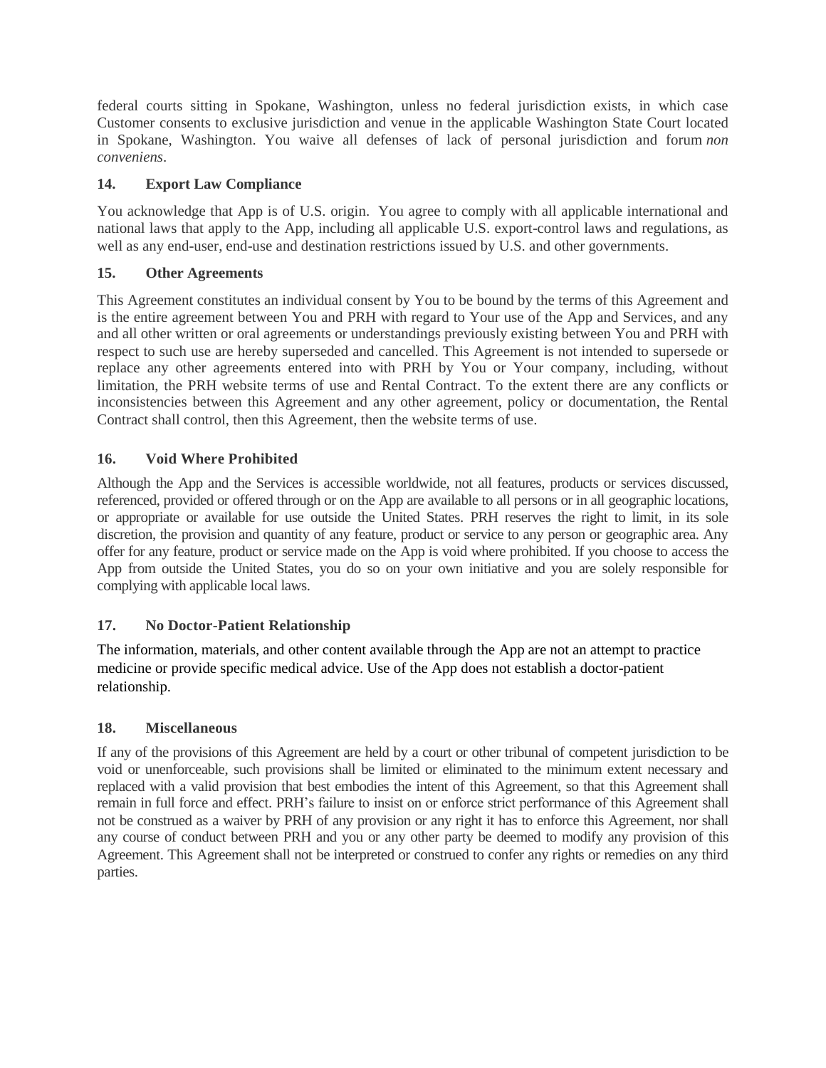federal courts sitting in Spokane, Washington, unless no federal jurisdiction exists, in which case Customer consents to exclusive jurisdiction and venue in the applicable Washington State Court located in Spokane, Washington. You waive all defenses of lack of personal jurisdiction and forum *non conveniens*.

### 14. Export Law Compliance

You acknowledge that App is of U.S. origin. You agree to comply with all applicable international and national laws that apply to the App, including all applicable U.S. export-control laws and regulations, as well as any end-user, end-use and destination restrictions issued by U.S. and other governments.

### 15. Other Agreements

This Agreement constitutes an individual consent by You to be bound by the terms of this Agreement and is the entire agreement between You and PRH with regard to Your use of the App and Services, and any and all other written or oral agreements or understandings previously existing between You and PRH with respect to such use are hereby superseded and cancelled. This Agreement is not intended to supersede or replace any other agreements entered into with PRH by You or Your company, including, without limitation, the PRH website terms of use and Rental Contract. To the extent there are any conflicts or inconsistencies between this Agreement and any other agreement, policy or documentation, the Rental Contract shall control, then this Agreement, then the website terms of use.

### 16. Void Where Prohibited

Although the App and the Services is accessible worldwide, not all features, products or services discussed, referenced, provided or offered through or on the App are available to all persons or in all geographic locations, or appropriate or available for use outside the United States. PRH reserves the right to limit, in its sole discretion, the provision and quantity of any feature, product or service to any person or geographic area. Any offer for any feature, product or service made on the App is void where prohibited. If you choose to access the App from outside the United States, you do so on your own initiative and you are solely responsible for complying with applicable local laws.

### 17. No Doctor-Patient Relationship

The information, materials, and other content available through the App are not an attempt to practice medicine or provide specific medical advice. Use of the App does not establish a doctor-patient relationship.

### 18. Miscellaneous

If any of the provisions of this Agreement are held by a court or other tribunal of competent jurisdiction to be void or unenforceable, such provisions shall be limited or eliminated to the minimum extent necessary and replaced with a valid provision that best embodies the intent of this Agreement, so that this Agreement shall remain in full force and effect. PRH's failure to insist on or enforce strict performance of this Agreement shall not be construed as a waiver by PRH of any provision or any right it has to enforce this Agreement, nor shall any course of conduct between PRH and you or any other party be deemed to modify any provision of this Agreement. This Agreement shall not be interpreted or construed to confer any rights or remedies on any third parties.